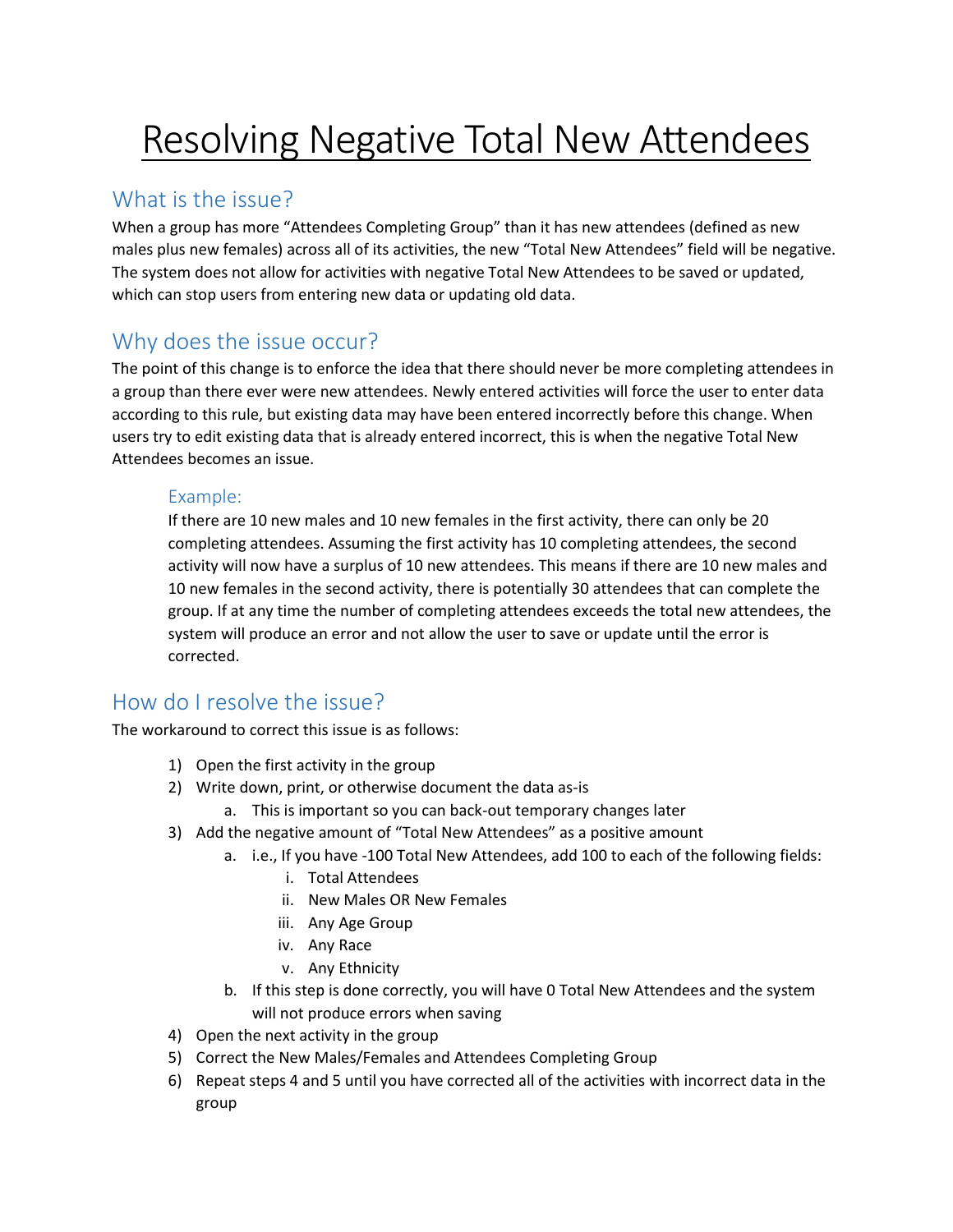# Resolving Negative Total New Attendees

## What is the issue?

When a group has more "Attendees Completing Group" than it has new attendees (defined as new males plus new females) across all of its activities, the new "Total New Attendees" field will be negative. The system does not allow for activities with negative Total New Attendees to be saved or updated, which can stop users from entering new data or updating old data.

## Why does the issue occur?

The point of this change is to enforce the idea that there should never be more completing attendees in a group than there ever were new attendees. Newly entered activities will force the user to enter data according to this rule, but existing data may have been entered incorrectly before this change. When users try to edit existing data that is already entered incorrect, this is when the negative Total New Attendees becomes an issue.

### Example:

If there are 10 new males and 10 new females in the first activity, there can only be 20 completing attendees. Assuming the first activity has 10 completing attendees, the second activity will now have a surplus of 10 new attendees. This means if there are 10 new males and 10 new females in the second activity, there is potentially 30 attendees that can complete the group. If at any time the number of completing attendees exceeds the total new attendees, the system will produce an error and not allow the user to save or update until the error is corrected.

## How do I resolve the issue?

The workaround to correct this issue is as follows:

1) Open the first activity in the group
2) Write down, print, or otherwise document the data as-is
   a. This is important so you can back-out temporary changes later
3) Add the negative amount of "Total New Attendees" as a positive amount
   a. i.e., If you have -100 Total New Attendees, add 100 to each of the following fields:
      i. Total Attendees
      ii. New Males OR New Females
      iii. Any Age Group
      iv. Any Race
      v. Any Ethnicity
   b. If this step is done correctly, you will have 0 Total New Attendees and the system will not produce errors when saving
4) Open the next activity in the group
5) Correct the New Males/Females and Attendees Completing Group
6) Repeat steps 4 and 5 until you have corrected all of the activities with incorrect data in the group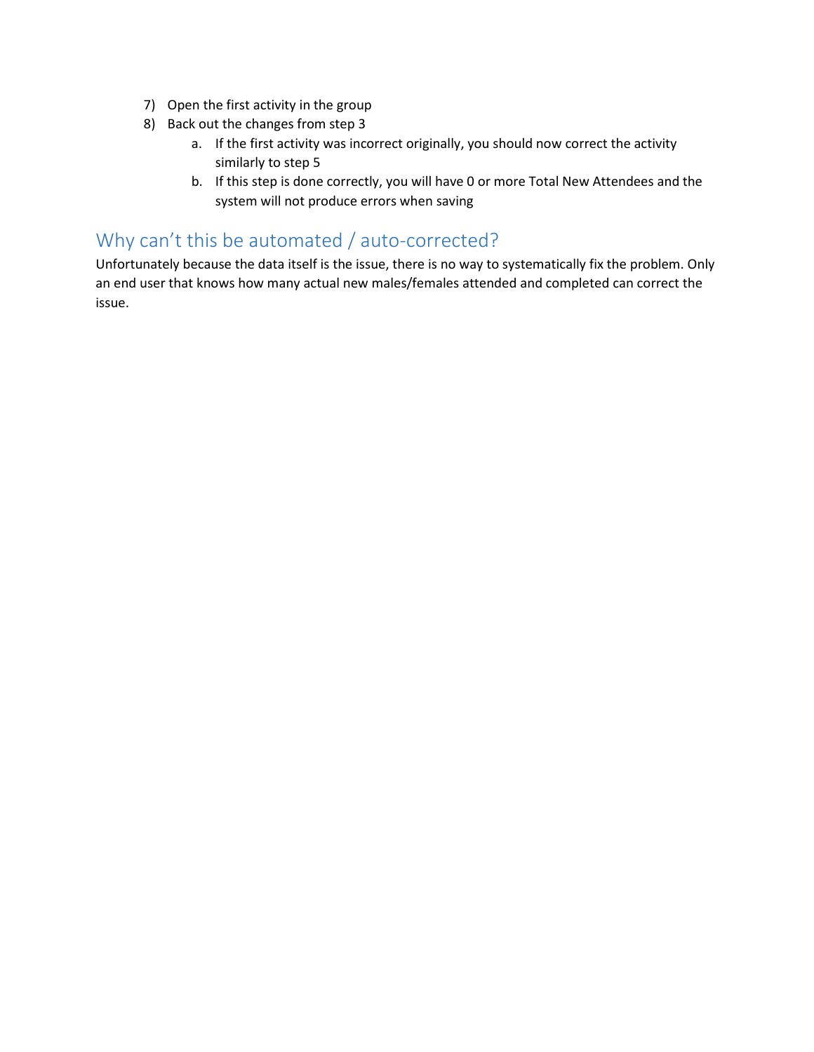7) Open the first activity in the group
8) Back out the changes from step 3
    a. If the first activity was incorrect originally, you should now correct the activity similarly to step 5
    b. If this step is done correctly, you will have 0 or more Total New Attendees and the system will not produce errors when saving

## Why can't this be automated / auto-corrected?

Unfortunately because the data itself is the issue, there is no way to systematically fix the problem. Only an end user that knows how many actual new males/females attended and completed can correct the issue.